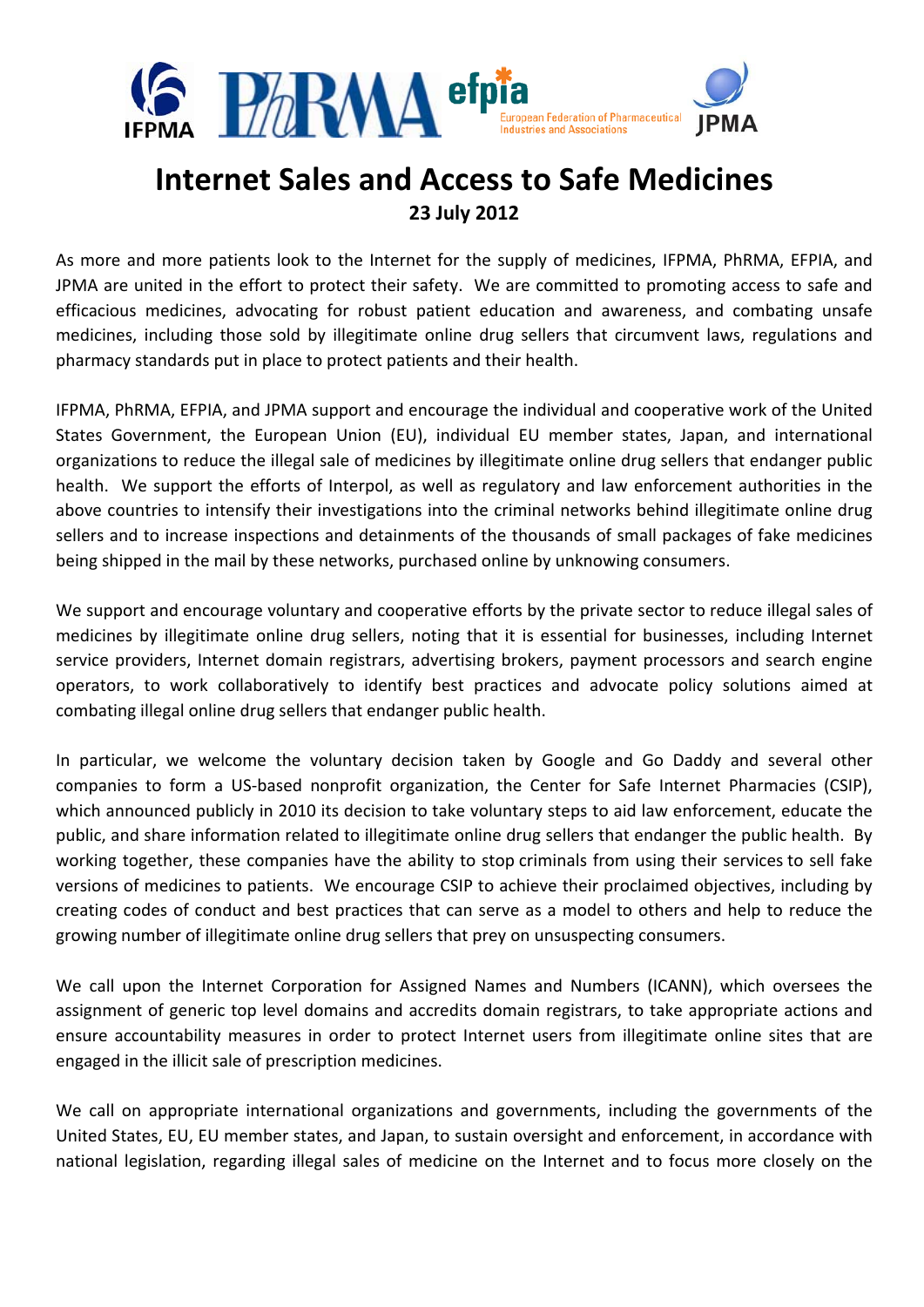# Internet Sales and Access to Safe Medicines

**23 July 2012**

As more and more patients look to the Internet for the supply of medicines, IFPMA, PhRMA, EFPIA, and JPMA are united in the effort to protect their safety. We are committed to promoting access to safe and efficacious medicines, advocating for robust patient education and awareness, and combating unsafe medicines, including those sold by illegitimate online drug sellers that circumvent laws, regulations and pharmacy standards put in place to protect patients and their health.

IFPMA, PhRMA, EFPIA, and JPMA support and encourage the individual and cooperative work of the United States Government, the European Union (EU), individual EU member states, Japan, and international organizations to reduce the illegal sale of medicines by illegitimate online drug sellers that endanger public health. We support the efforts of Interpol, as well as regulatory and law enforcement authorities in the above countries to intensify their investigations into the criminal networks behind illegitimate online drug sellers and to increase inspections and detainments of the thousands of small packages of fake medicines being shipped in the mail by these networks, purchased online by unknowing consumers.

We support and encourage voluntary and cooperative efforts by the private sector to reduce illegal sales of medicines by illegitimate online drug sellers, noting that it is essential for businesses, including Internet service providers, Internet domain registrars, advertising brokers, payment processors and search engine operators, to work collaboratively to identify best practices and advocate policy solutions aimed at combating illegal online drug sellers that endanger public health.

In particular, we welcome the voluntary decision taken by Google and Go Daddy and several other companies to form a US-based nonprofit organization, the Center for Safe Internet Pharmacies (CSIP), which announced publicly in 2010 its decision to take voluntary steps to aid law enforcement, educate the public, and share information related to illegitimate online drug sellers that endanger the public health. By working together, these companies have the ability to stop criminals from using their services to sell fake versions of medicines to patients. We encourage CSIP to achieve their proclaimed objectives, including by creating codes of conduct and best practices that can serve as a model to others and help to reduce the growing number of illegitimate online drug sellers that prey on unsuspecting consumers.

We call upon the Internet Corporation for Assigned Names and Numbers (ICANN), which oversees the assignment of generic top level domains and accredits domain registrars, to take appropriate actions and ensure accountability measures in order to protect Internet users from illegitimate online sites that are engaged in the illicit sale of prescription medicines.

We call on appropriate international organizations and governments, including the governments of the United States, EU, EU member states, and Japan, to sustain oversight and enforcement, in accordance with national legislation, regarding illegal sales of medicine on the Internet and to focus more closely on the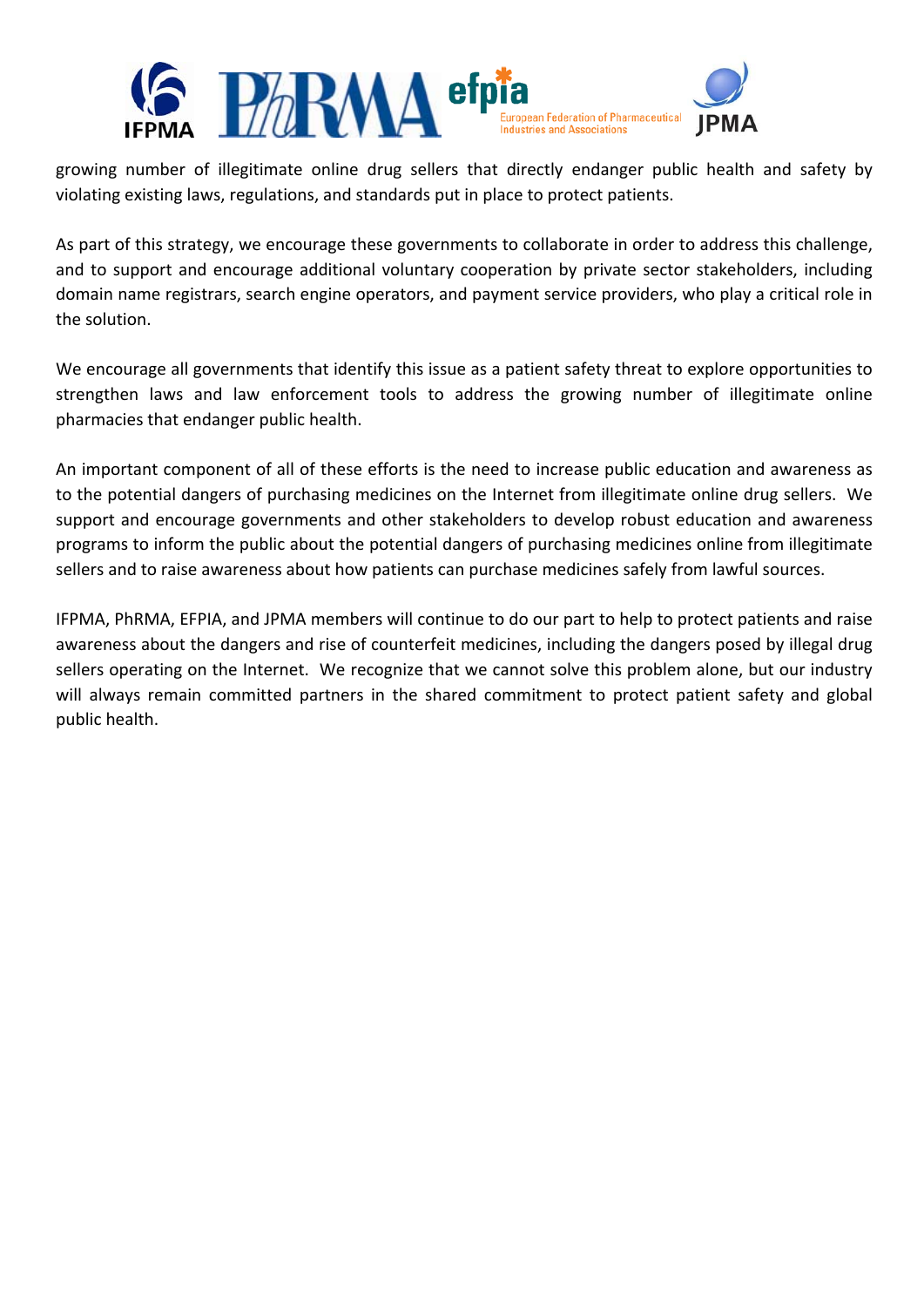growing number of illegitimate online drug sellers that directly endanger public health and safety by violating existing laws, regulations, and standards put in place to protect patients.

As part of this strategy, we encourage these governments to collaborate in order to address this challenge, and to support and encourage additional voluntary cooperation by private sector stakeholders, including domain name registrars, search engine operators, and payment service providers, who play a critical role in the solution.

We encourage all governments that identify this issue as a patient safety threat to explore opportunities to strengthen laws and law enforcement tools to address the growing number of illegitimate online pharmacies that endanger public health.

An important component of all of these efforts is the need to increase public education and awareness as to the potential dangers of purchasing medicines on the Internet from illegitimate online drug sellers. We support and encourage governments and other stakeholders to develop robust education and awareness programs to inform the public about the potential dangers of purchasing medicines online from illegitimate sellers and to raise awareness about how patients can purchase medicines safely from lawful sources.

IFPMA, PhRMA, EFPIA, and JPMA members will continue to do our part to help to protect patients and raise awareness about the dangers and rise of counterfeit medicines, including the dangers posed by illegal drug sellers operating on the Internet. We recognize that we cannot solve this problem alone, but our industry will always remain committed partners in the shared commitment to protect patient safety and global public health.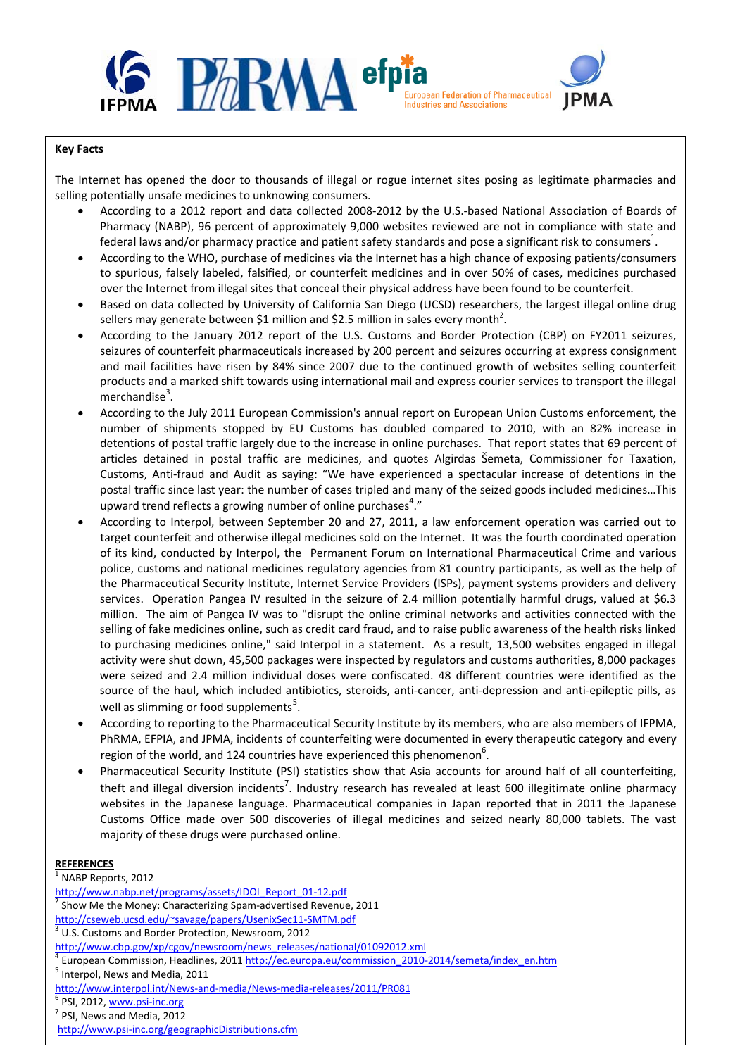**Key Facts**

The Internet has opened the door to thousands of illegal or rogue internet sites posing as legitimate pharmacies and selling potentially unsafe medicines to unknowing consumers.

- According to a 2012 report and data collected 2008-2012 by the U.S.-based National Association of Boards of Pharmacy (NABP), 96 percent of approximately 9,000 websites reviewed are not in compliance with state and federal laws and/or pharmacy practice and patient safety standards and pose a significant risk to consumers[1].
- According to the WHO, purchase of medicines via the Internet has a high chance of exposing patients/consumers to spurious, falsely labeled, falsified, or counterfeit medicines and in over 50% of cases, medicines purchased over the Internet from illegal sites that conceal their physical address have been found to be counterfeit.
- Based on data collected by University of California San Diego (UCSD) researchers, the largest illegal online drug sellers may generate between $1 million and $2.5 million in sales every month[2].
- According to the January 2012 report of the U.S. Customs and Border Protection (CBP) on FY2011 seizures, seizures of counterfeit pharmaceuticals increased by 200 percent and seizures occurring at express consignment and mail facilities have risen by 84% since 2007 due to the continued growth of websites selling counterfeit products and a marked shift towards using international mail and express courier services to transport the illegal merchandise[3].
- According to the July 2011 European Commission's annual report on European Union Customs enforcement, the number of shipments stopped by EU Customs has doubled compared to 2010, with an 82% increase in detentions of postal traffic largely due to the increase in online purchases. That report states that 69 percent of articles detained in postal traffic are medicines, and quotes Algirdas Šemeta, Commissioner for Taxation, Customs, Anti-fraud and Audit as saying: "We have experienced a spectacular increase of detentions in the postal traffic since last year: the number of cases tripled and many of the seized goods included medicines…This upward trend reflects a growing number of online purchases[4]."
- According to Interpol, between September 20 and 27, 2011, a law enforcement operation was carried out to target counterfeit and otherwise illegal medicines sold on the Internet. It was the fourth coordinated operation of its kind, conducted by Interpol, the Permanent Forum on International Pharmaceutical Crime and various police, customs and national medicines regulatory agencies from 81 country participants, as well as the help of the Pharmaceutical Security Institute, Internet Service Providers (ISPs), payment systems providers and delivery services. Operation Pangea IV resulted in the seizure of 2.4 million potentially harmful drugs, valued at $6.3 million. The aim of Pangea IV was to "disrupt the online criminal networks and activities connected with the selling of fake medicines online, such as credit card fraud, and to raise public awareness of the health risks linked to purchasing medicines online," said Interpol in a statement. As a result, 13,500 websites engaged in illegal activity were shut down, 45,500 packages were inspected by regulators and customs authorities, 8,000 packages were seized and 2.4 million individual doses were confiscated. 48 different countries were identified as the source of the haul, which included antibiotics, steroids, anti-cancer, anti-depression and anti-epileptic pills, as well as slimming or food supplements[5].
- According to reporting to the Pharmaceutical Security Institute by its members, who are also members of IFPMA, PhRMA, EFPIA, and JPMA, incidents of counterfeiting were documented in every therapeutic category and every region of the world, and 124 countries have experienced this phenomenon[6].
- Pharmaceutical Security Institute (PSI) statistics show that Asia accounts for around half of all counterfeiting, theft and illegal diversion incidents[7]. Industry research has revealed at least 600 illegitimate online pharmacy websites in the Japanese language. Pharmaceutical companies in Japan reported that in 2011 the Japanese Customs Office made over 500 discoveries of illegal medicines and seized nearly 80,000 tablets. The vast majority of these drugs were purchased online.

**REFERENCES**

[1] NABP Reports, 2012
http://www.nabp.net/programs/assets/IDOI_Report_01-12.pdf

[2] Show Me the Money: Characterizing Spam-advertised Revenue, 2011
http://cseweb.ucsd.edu/~savage/papers/UsenixSec11-SMTM.pdf

[3] U.S. Customs and Border Protection, Newsroom, 2012
http://www.cbp.gov/xp/cgov/newsroom/news_releases/national/01092012.xml

[4] European Commission, Headlines, 2011 http://ec.europa.eu/commission_2010-2014/semeta/index_en.htm

[5] Interpol, News and Media, 2011
http://www.interpol.int/News-and-media/News-media-releases/2011/PR081

[6] PSI, 2012, www.psi-inc.org

[7] PSI, News and Media, 2012
http://www.psi-inc.org/geographicDistributions.cfm